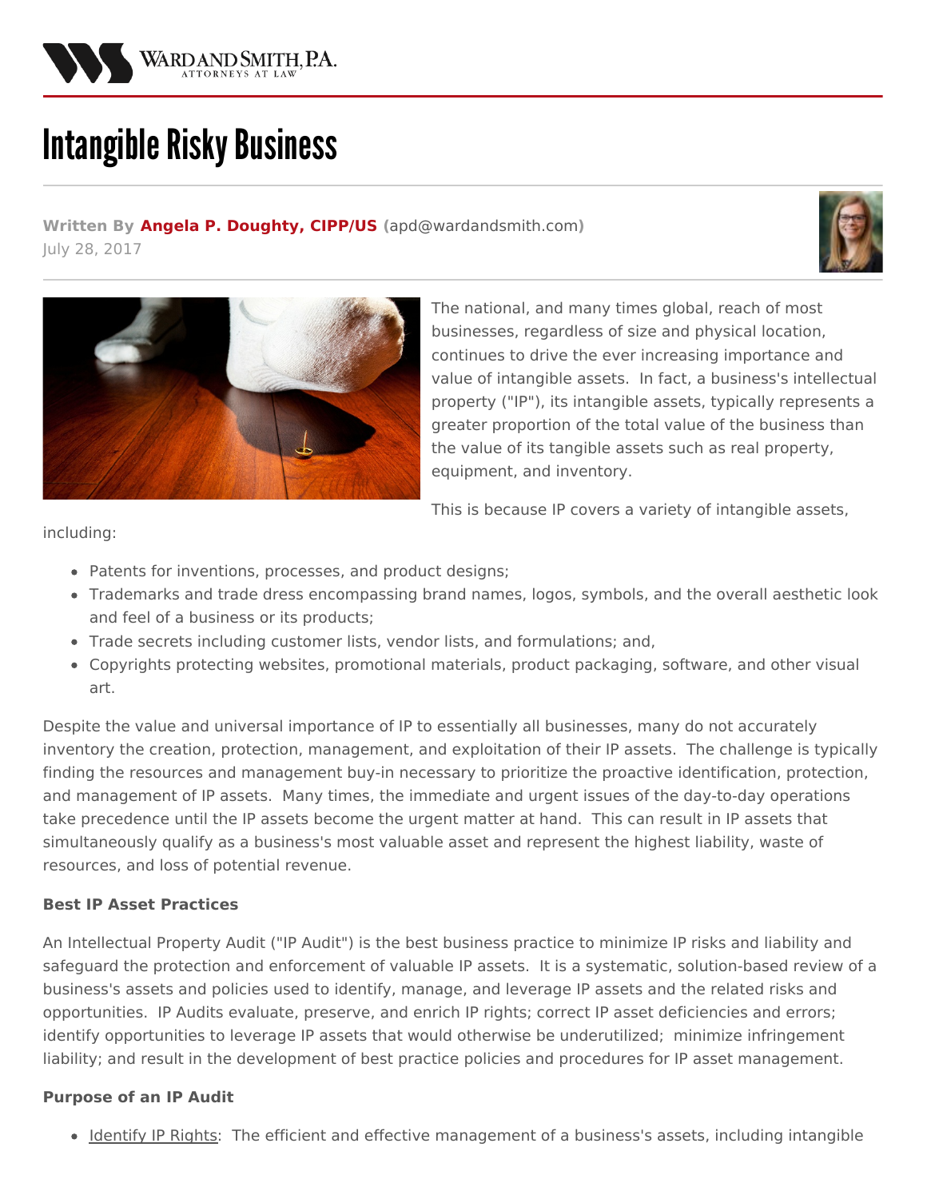# Intangible Risky Business

**Written By Angela P. Doughty, CIPP/US** (apd@wardandsmith.com)
July 28, 2017

The national, and many times global, reach of most businesses, regardless of size and physical location, continues to drive the ever increasing importance and value of intangible assets. In fact, a business's intellectual property ("IP"), its intangible assets, typically represents a greater proportion of the total value of the business than the value of its tangible assets such as real property, equipment, and inventory.

This is because IP covers a variety of intangible assets, including:

- Patents for inventions, processes, and product designs;
- Trademarks and trade dress encompassing brand names, logos, symbols, and the overall aesthetic look and feel of a business or its products;
- Trade secrets including customer lists, vendor lists, and formulations; and,
- Copyrights protecting websites, promotional materials, product packaging, software, and other visual art.

Despite the value and universal importance of IP to essentially all businesses, many do not accurately inventory the creation, protection, management, and exploitation of their IP assets. The challenge is typically finding the resources and management buy-in necessary to prioritize the proactive identification, protection, and management of IP assets. Many times, the immediate and urgent issues of the day-to-day operations take precedence until the IP assets become the urgent matter at hand. This can result in IP assets that simultaneously qualify as a business's most valuable asset and represent the highest liability, waste of resources, and loss of potential revenue.

**Best IP Asset Practices**

An Intellectual Property Audit ("IP Audit") is the best business practice to minimize IP risks and liability and safeguard the protection and enforcement of valuable IP assets. It is a systematic, solution-based review of a business's assets and policies used to identify, manage, and leverage IP assets and the related risks and opportunities. IP Audits evaluate, preserve, and enrich IP rights; correct IP asset deficiencies and errors; identify opportunities to leverage IP assets that would otherwise be underutilized; minimize infringement liability; and result in the development of best practice policies and procedures for IP asset management.

**Purpose of an IP Audit**

- Identify IP Rights: The efficient and effective management of a business's assets, including intangible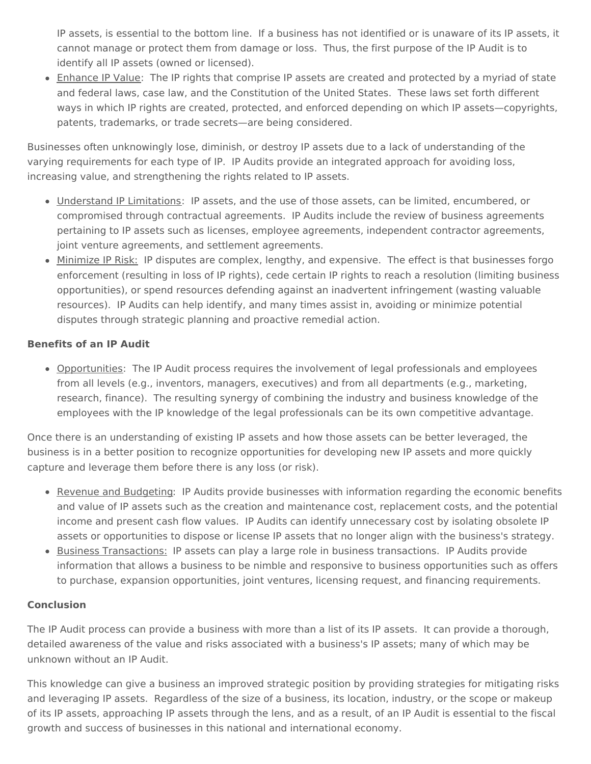IP assets, is essential to the bottom line. If a business has not identified or is unaware of its IP assets, it cannot manage or protect them from damage or loss. Thus, the first purpose of the IP Audit is to identify all IP assets (owned or licensed).

- Enhance IP Value: The IP rights that comprise IP assets are created and protected by a myriad of state and federal laws, case law, and the Constitution of the United States. These laws set forth different ways in which IP rights are created, protected, and enforced depending on which IP assets—copyrights, patents, trademarks, or trade secrets—are being considered.

Businesses often unknowingly lose, diminish, or destroy IP assets due to a lack of understanding of the varying requirements for each type of IP. IP Audits provide an integrated approach for avoiding loss, increasing value, and strengthening the rights related to IP assets.

- Understand IP Limitations: IP assets, and the use of those assets, can be limited, encumbered, or compromised through contractual agreements. IP Audits include the review of business agreements pertaining to IP assets such as licenses, employee agreements, independent contractor agreements, joint venture agreements, and settlement agreements.
- Minimize IP Risk: IP disputes are complex, lengthy, and expensive. The effect is that businesses forgo enforcement (resulting in loss of IP rights), cede certain IP rights to reach a resolution (limiting business opportunities), or spend resources defending against an inadvertent infringement (wasting valuable resources). IP Audits can help identify, and many times assist in, avoiding or minimize potential disputes through strategic planning and proactive remedial action.

**Benefits of an IP Audit**

- Opportunities: The IP Audit process requires the involvement of legal professionals and employees from all levels (e.g., inventors, managers, executives) and from all departments (e.g., marketing, research, finance). The resulting synergy of combining the industry and business knowledge of the employees with the IP knowledge of the legal professionals can be its own competitive advantage.

Once there is an understanding of existing IP assets and how those assets can be better leveraged, the business is in a better position to recognize opportunities for developing new IP assets and more quickly capture and leverage them before there is any loss (or risk).

- Revenue and Budgeting: IP Audits provide businesses with information regarding the economic benefits and value of IP assets such as the creation and maintenance cost, replacement costs, and the potential income and present cash flow values. IP Audits can identify unnecessary cost by isolating obsolete IP assets or opportunities to dispose or license IP assets that no longer align with the business's strategy.
- Business Transactions: IP assets can play a large role in business transactions. IP Audits provide information that allows a business to be nimble and responsive to business opportunities such as offers to purchase, expansion opportunities, joint ventures, licensing request, and financing requirements.

**Conclusion**

The IP Audit process can provide a business with more than a list of its IP assets. It can provide a thorough, detailed awareness of the value and risks associated with a business's IP assets; many of which may be unknown without an IP Audit.

This knowledge can give a business an improved strategic position by providing strategies for mitigating risks and leveraging IP assets. Regardless of the size of a business, its location, industry, or the scope or makeup of its IP assets, approaching IP assets through the lens, and as a result, of an IP Audit is essential to the fiscal growth and success of businesses in this national and international economy.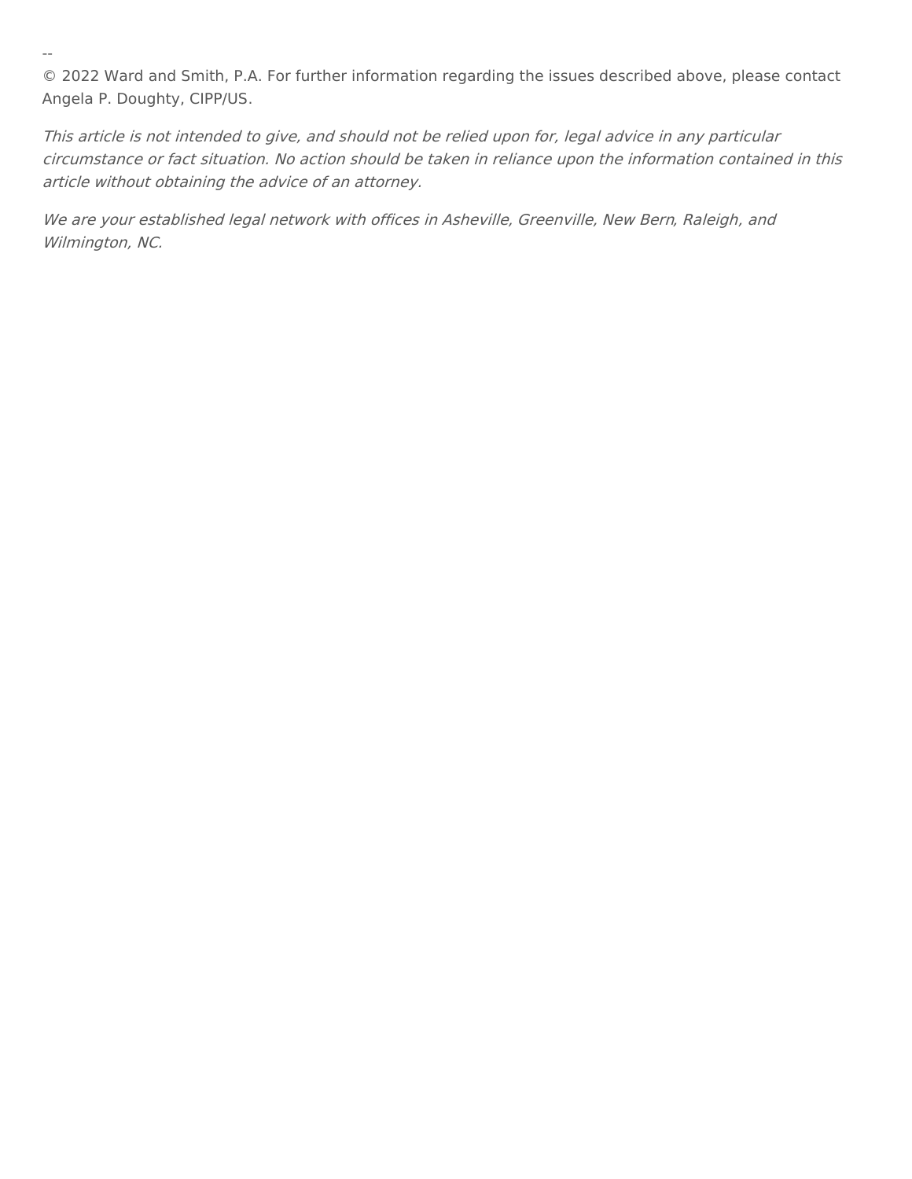--
© 2022 Ward and Smith, P.A. For further information regarding the issues described above, please contact Angela P. Doughty, CIPP/US.

*This article is not intended to give, and should not be relied upon for, legal advice in any particular circumstance or fact situation. No action should be taken in reliance upon the information contained in this article without obtaining the advice of an attorney.*

*We are your established legal network with offices in Asheville, Greenville, New Bern, Raleigh, and Wilmington, NC.*